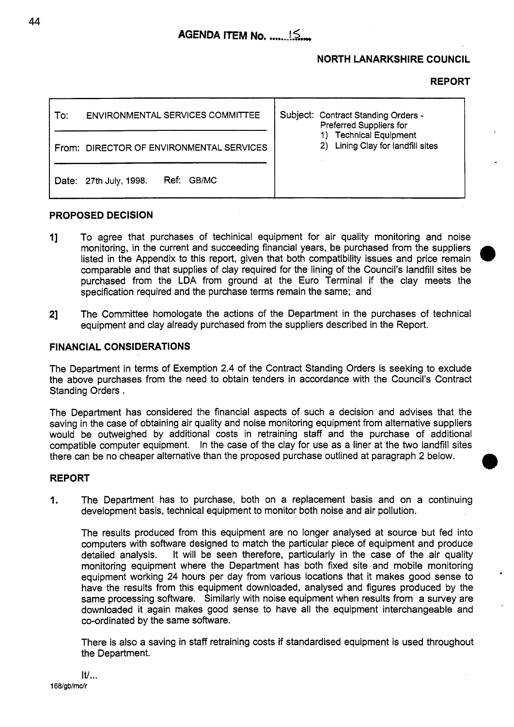**AGENDA ITEM No. ......15....**

**NORTH LANARKSHIRE COUNCIL**

**REPORT**

| To: ENVIRONMENTAL SERVICES COMMITTEE | Subject: Contract Standing Orders - Preferred Suppliers for 1) Technical Equipment 2) Lining Clay for landfill sites |
|---|---|
| From: DIRECTOR OF ENVIRONMENTAL SERVICES | |
| Date: 27th July, 1998. Ref: GB/MC | |

## PROPOSED DECISION

1] To agree that purchases of techinical equipment for air quality monitoring and noise monitoring, in the current and succeeding financial years, be purchased from the suppliers listed in the Appendix to this report, given that both compatibility issues and price remain comparable and that supplies of clay required for the lining of the Council's landfill sites be purchased from the LDA from ground at the Euro Terminal if the clay meets the specification required and the purchase terms remain the same; and

2] The Committee homologate the actions of the Department in the purchases of technical equipment and clay already purchased from the suppliers described in the Report.

## FINANCIAL CONSIDERATIONS

The Department in terms of Exemption 2.4 of the Contract Standing Orders is seeking to exclude the above purchases from the need to obtain tenders in accordance with the Council's Contract Standing Orders .

The Department has considered the financial aspects of such a decision and advises that the saving in the case of obtaining air quality and noise monitoring equipment from alternative suppliers would be outweighed by additional costs in retraining staff and the purchase of additional compatible computer equipment. In the case of the clay for use as a liner at the two landfill sites there can be no cheaper alternative than the proposed purchase outlined at paragraph 2 below.

## REPORT

1. The Department has to purchase, both on a replacement basis and on a continuing development basis, technical equipment to monitor both noise and air pollution.

   The results produced from this equipment are no longer analysed at source but fed into computers with software designed to match the particular piece of equipment and produce detailed analysis. It will be seen therefore, particularly in the case of the air quality monitoring equipment where the Department has both fixed site and mobile monitoring equipment working 24 hours per day from various locations that it makes good sense to have the results from this equipment downloaded, analysed and figures produced by the same processing software. Similarly with noise equipment when results from a survey are downloaded it again makes good sense to have all the equipment interchangeable and co-ordinated by the same software.

   There is also a saving in staff retraining costs if standardised equipment is used throughout the Department.

It/...

168/gb/mc/r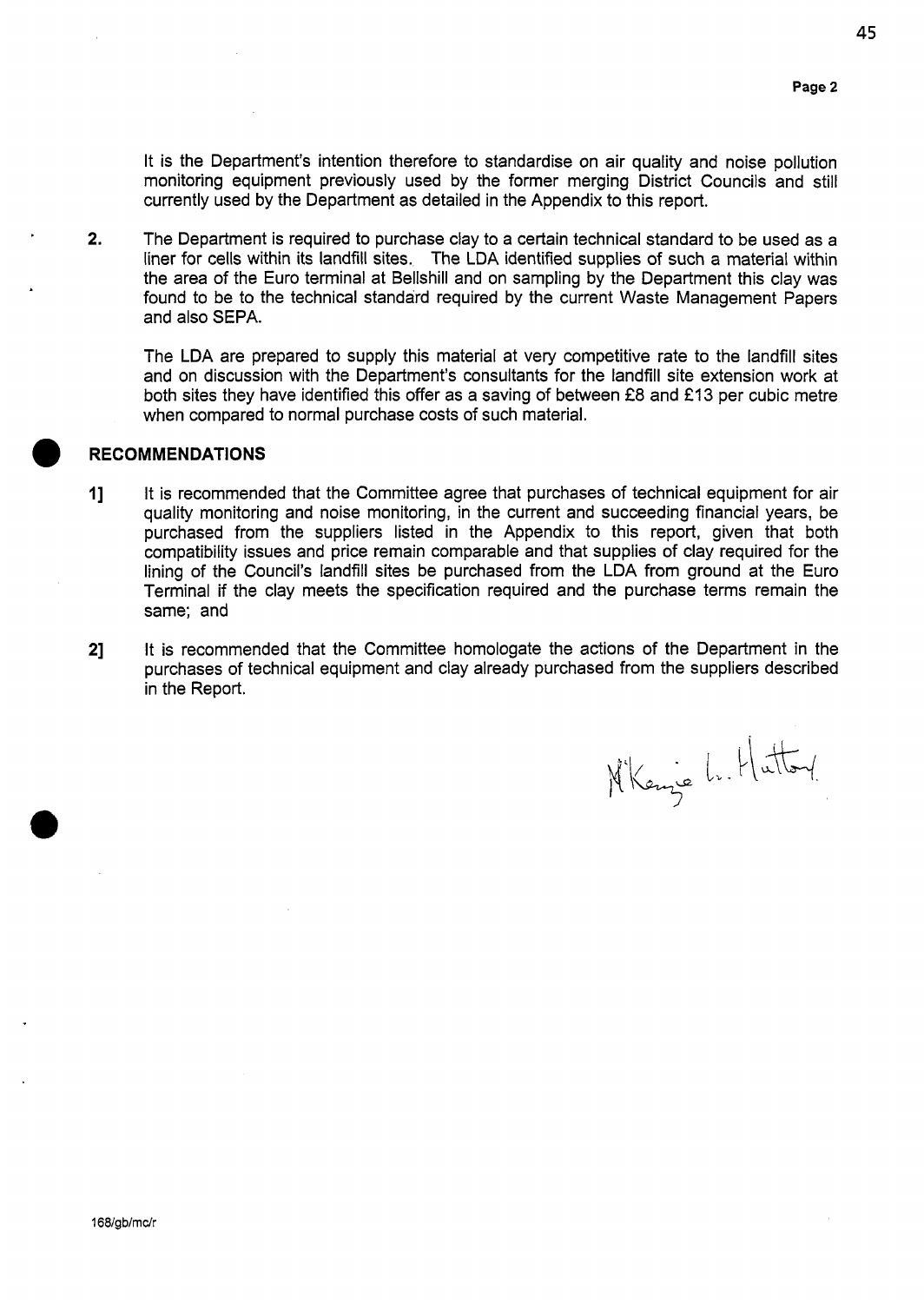It is the Department's intention therefore to standardise on air quality and noise pollution monitoring equipment previously used by the former merging District Councils and still currently used by the Department as detailed in the Appendix to this report.

2. The Department is required to purchase clay to a certain technical standard to be used as a liner for cells within its landfill sites. The LDA identified supplies of such a material within the area of the Euro terminal at Bellshill and on sampling by the Department this clay was found to be to the technical standard required by the current Waste Management Papers and also SEPA.

   The LDA are prepared to supply this material at very competitive rate to the landfill sites and on discussion with the Department's consultants for the landfill site extension work at both sites they have identified this offer as a saving of between £8 and £13 per cubic metre when compared to normal purchase costs of such material.

## RECOMMENDATIONS

1] It is recommended that the Committee agree that purchases of technical equipment for air quality monitoring and noise monitoring, in the current and succeeding financial years, be purchased from the suppliers listed in the Appendix to this report, given that both compatibility issues and price remain comparable and that supplies of clay required for the lining of the Council's landfill sites be purchased from the LDA from ground at the Euro Terminal if the clay meets the specification required and the purchase terms remain the same; and

2] It is recommended that the Committee homologate the actions of the Department in the purchases of technical equipment and clay already purchased from the suppliers described in the Report.

M'Kenzie L. Hatton

168/gb/mc/r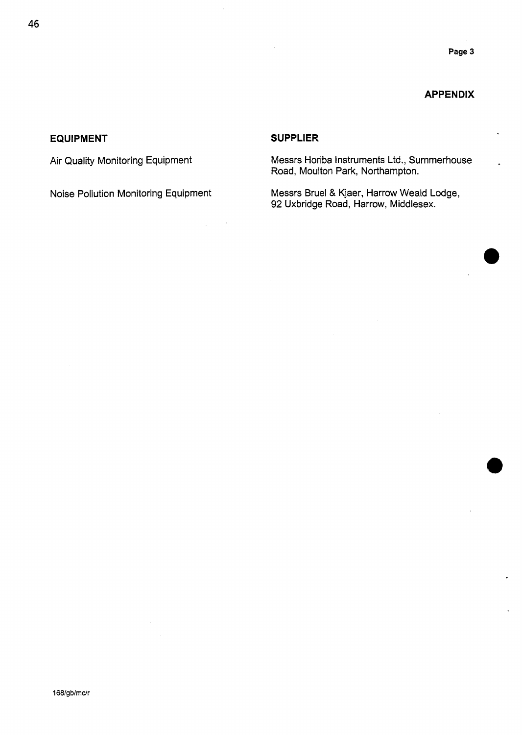## APPENDIX

| EQUIPMENT | SUPPLIER |
| --- | --- |
| Air Quality Monitoring Equipment | Messrs Horiba Instruments Ltd., Summerhouse Road, Moulton Park, Northampton. |
| Noise Pollution Monitoring Equipment | Messrs Bruel & Kjaer, Harrow Weald Lodge, 92 Uxbridge Road, Harrow, Middlesex. |

168/gb/mc/r